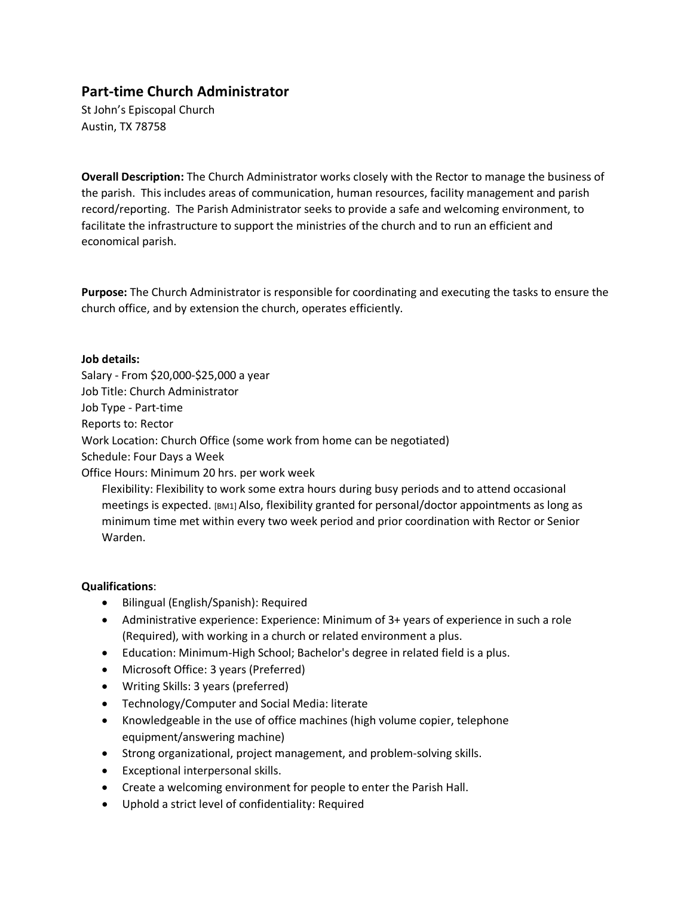## Part-time Church Administrator

St John's Episcopal Church
Austin, TX 78758

**Overall Description:** The Church Administrator works closely with the Rector to manage the business of the parish. This includes areas of communication, human resources, facility management and parish record/reporting. The Parish Administrator seeks to provide a safe and welcoming environment, to facilitate the infrastructure to support the ministries of the church and to run an efficient and economical parish.

**Purpose:** The Church Administrator is responsible for coordinating and executing the tasks to ensure the church office, and by extension the church, operates efficiently.

**Job details:**

Salary - From $20,000-$25,000 a year
Job Title: Church Administrator
Job Type - Part-time
Reports to: Rector
Work Location: Church Office (some work from home can be negotiated)
Schedule: Four Days a Week
Office Hours: Minimum 20 hrs. per work week

> Flexibility: Flexibility to work some extra hours during busy periods and to attend occasional meetings is expected. [BM1] Also, flexibility granted for personal/doctor appointments as long as minimum time met within every two week period and prior coordination with Rector or Senior Warden.

**Qualifications**:

- Bilingual (English/Spanish): Required
- Administrative experience: Experience: Minimum of 3+ years of experience in such a role (Required), with working in a church or related environment a plus.
- Education: Minimum-High School; Bachelor's degree in related field is a plus.
- Microsoft Office: 3 years (Preferred)
- Writing Skills: 3 years (preferred)
- Technology/Computer and Social Media: literate
- Knowledgeable in the use of office machines (high volume copier, telephone equipment/answering machine)
- Strong organizational, project management, and problem-solving skills.
- Exceptional interpersonal skills.
- Create a welcoming environment for people to enter the Parish Hall.
- Uphold a strict level of confidentiality: Required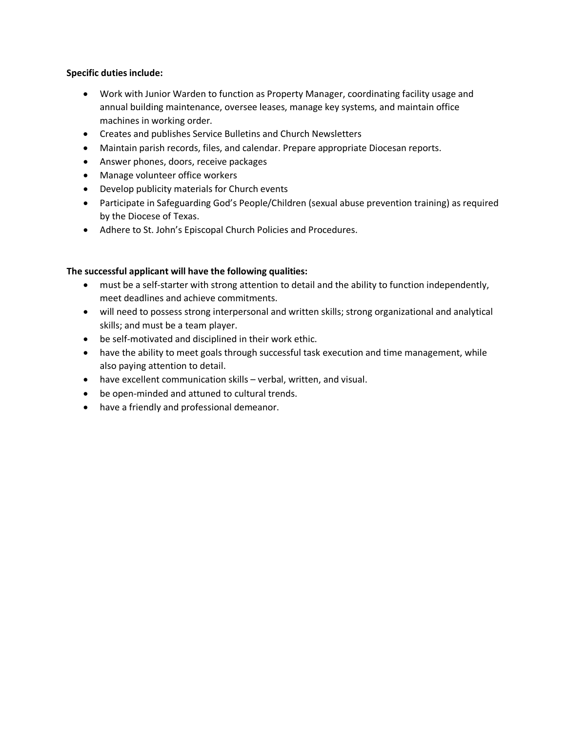**Specific duties include:**

- Work with Junior Warden to function as Property Manager, coordinating facility usage and annual building maintenance, oversee leases, manage key systems, and maintain office machines in working order.
- Creates and publishes Service Bulletins and Church Newsletters
- Maintain parish records, files, and calendar. Prepare appropriate Diocesan reports.
- Answer phones, doors, receive packages
- Manage volunteer office workers
- Develop publicity materials for Church events
- Participate in Safeguarding God's People/Children (sexual abuse prevention training) as required by the Diocese of Texas.
- Adhere to St. John's Episcopal Church Policies and Procedures.

**The successful applicant will have the following qualities:**

- must be a self-starter with strong attention to detail and the ability to function independently, meet deadlines and achieve commitments.
- will need to possess strong interpersonal and written skills; strong organizational and analytical skills; and must be a team player.
- be self-motivated and disciplined in their work ethic.
- have the ability to meet goals through successful task execution and time management, while also paying attention to detail.
- have excellent communication skills – verbal, written, and visual.
- be open-minded and attuned to cultural trends.
- have a friendly and professional demeanor.